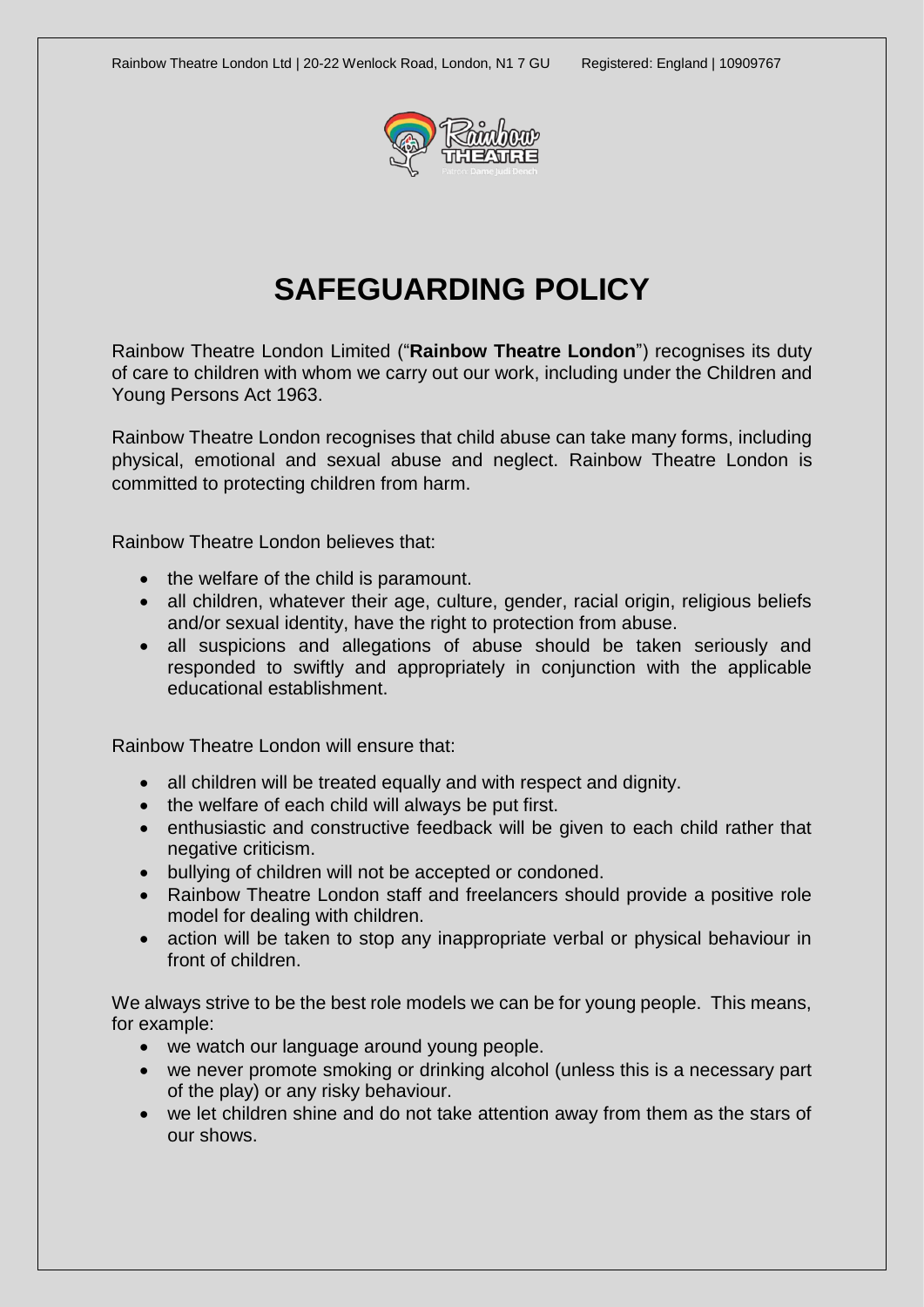# SAFEGUARDING POLICY

Rainbow Theatre London Limited ("**Rainbow Theatre London**") recognises its duty of care to children with whom we carry out our work, including under the Children and Young Persons Act 1963.

Rainbow Theatre London recognises that child abuse can take many forms, including physical, emotional and sexual abuse and neglect. Rainbow Theatre London is committed to protecting children from harm.

Rainbow Theatre London believes that:

- the welfare of the child is paramount.
- all children, whatever their age, culture, gender, racial origin, religious beliefs and/or sexual identity, have the right to protection from abuse.
- all suspicions and allegations of abuse should be taken seriously and responded to swiftly and appropriately in conjunction with the applicable educational establishment.

Rainbow Theatre London will ensure that:

- all children will be treated equally and with respect and dignity.
- the welfare of each child will always be put first.
- enthusiastic and constructive feedback will be given to each child rather that negative criticism.
- bullying of children will not be accepted or condoned.
- Rainbow Theatre London staff and freelancers should provide a positive role model for dealing with children.
- action will be taken to stop any inappropriate verbal or physical behaviour in front of children.

We always strive to be the best role models we can be for young people. This means, for example:

- we watch our language around young people.
- we never promote smoking or drinking alcohol (unless this is a necessary part of the play) or any risky behaviour.
- we let children shine and do not take attention away from them as the stars of our shows.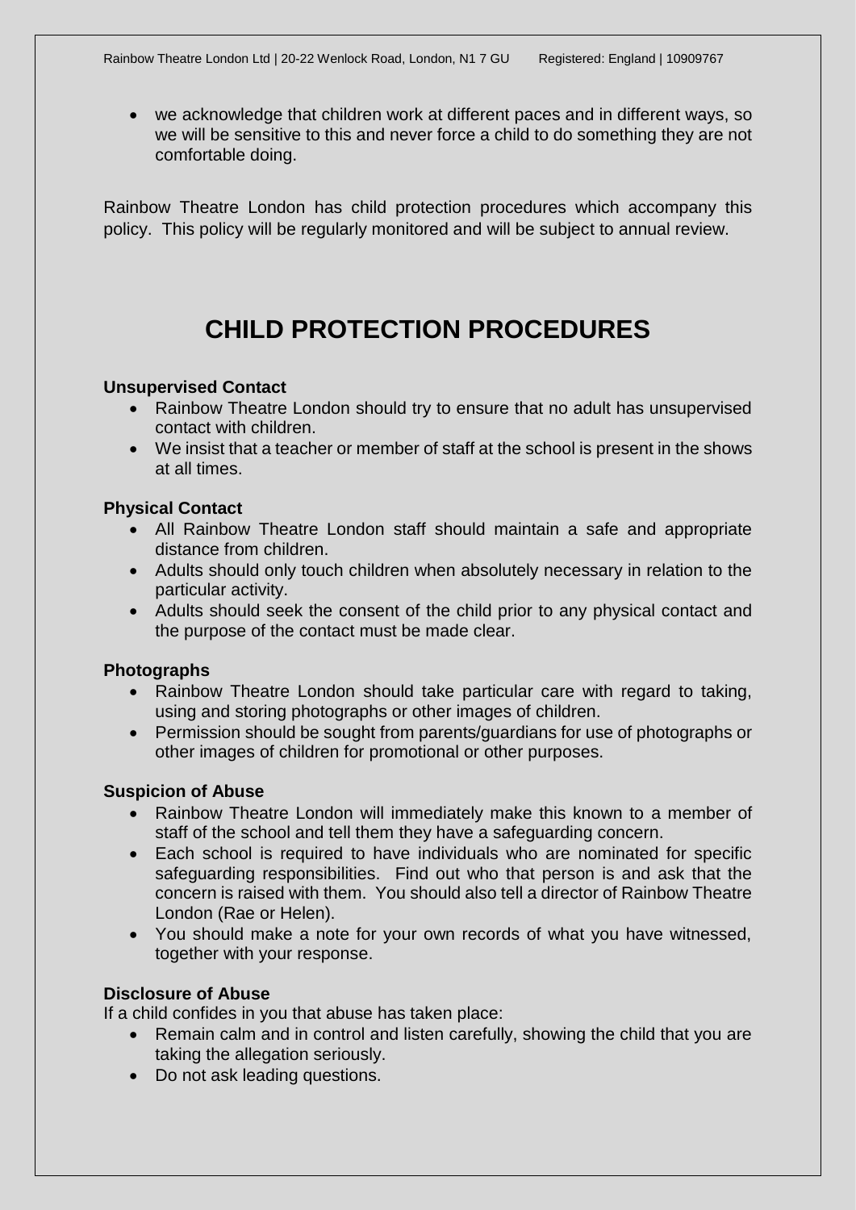- we acknowledge that children work at different paces and in different ways, so we will be sensitive to this and never force a child to do something they are not comfortable doing.

Rainbow Theatre London has child protection procedures which accompany this policy. This policy will be regularly monitored and will be subject to annual review.

# CHILD PROTECTION PROCEDURES

**Unsupervised Contact**

- Rainbow Theatre London should try to ensure that no adult has unsupervised contact with children.
- We insist that a teacher or member of staff at the school is present in the shows at all times.

**Physical Contact**

- All Rainbow Theatre London staff should maintain a safe and appropriate distance from children.
- Adults should only touch children when absolutely necessary in relation to the particular activity.
- Adults should seek the consent of the child prior to any physical contact and the purpose of the contact must be made clear.

**Photographs**

- Rainbow Theatre London should take particular care with regard to taking, using and storing photographs or other images of children.
- Permission should be sought from parents/guardians for use of photographs or other images of children for promotional or other purposes.

**Suspicion of Abuse**

- Rainbow Theatre London will immediately make this known to a member of staff of the school and tell them they have a safeguarding concern.
- Each school is required to have individuals who are nominated for specific safeguarding responsibilities. Find out who that person is and ask that the concern is raised with them. You should also tell a director of Rainbow Theatre London (Rae or Helen).
- You should make a note for your own records of what you have witnessed, together with your response.

**Disclosure of Abuse**

If a child confides in you that abuse has taken place:

- Remain calm and in control and listen carefully, showing the child that you are taking the allegation seriously.
- Do not ask leading questions.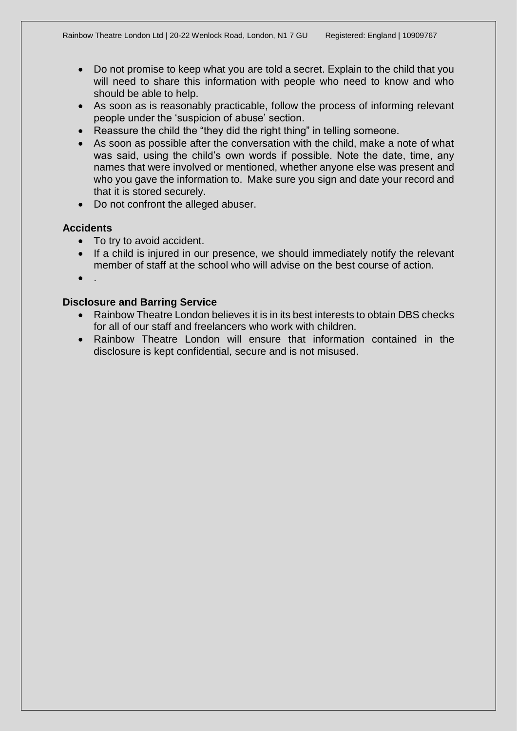- Do not promise to keep what you are told a secret. Explain to the child that you will need to share this information with people who need to know and who should be able to help.
- As soon as is reasonably practicable, follow the process of informing relevant people under the 'suspicion of abuse' section.
- Reassure the child the "they did the right thing" in telling someone.
- As soon as possible after the conversation with the child, make a note of what was said, using the child's own words if possible. Note the date, time, any names that were involved or mentioned, whether anyone else was present and who you gave the information to. Make sure you sign and date your record and that it is stored securely.
- Do not confront the alleged abuser.

**Accidents**

- To try to avoid accident.
- If a child is injured in our presence, we should immediately notify the relevant member of staff at the school who will advise on the best course of action.
- .

**Disclosure and Barring Service**

- Rainbow Theatre London believes it is in its best interests to obtain DBS checks for all of our staff and freelancers who work with children.
- Rainbow Theatre London will ensure that information contained in the disclosure is kept confidential, secure and is not misused.